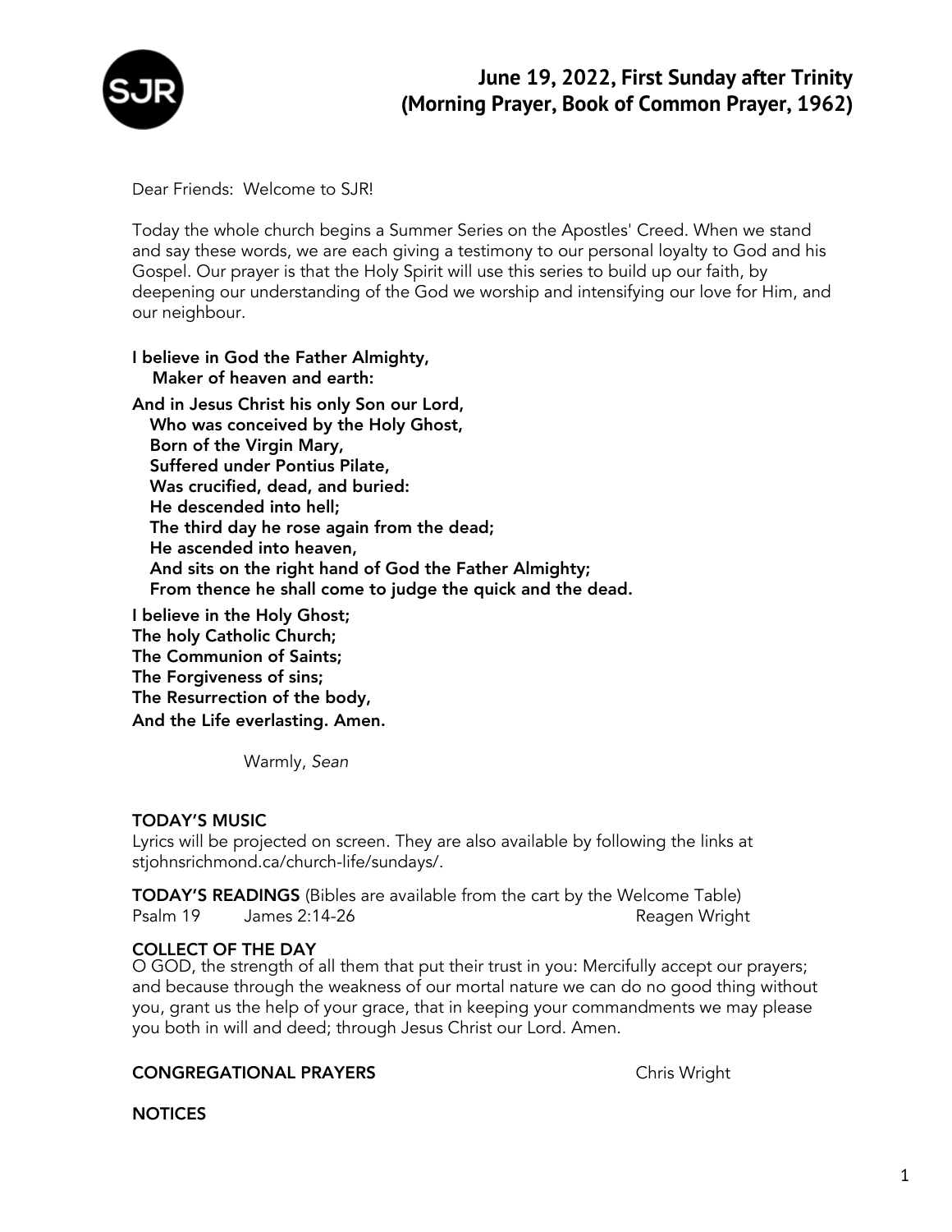# June 19, 2022, First Sunday after Trinity
# (Morning Prayer, Book of Common Prayer, 1962)

Dear Friends: Welcome to SJR!

Today the whole church begins a Summer Series on the Apostles' Creed. When we stand and say these words, we are each giving a testimony to our personal loyalty to God and his Gospel. Our prayer is that the Holy Spirit will use this series to build up our faith, by deepening our understanding of the God we worship and intensifying our love for Him, and our neighbour.

**I believe in God the Father Almighty,**
**Maker of heaven and earth:**

**And in Jesus Christ his only Son our Lord,**
**Who was conceived by the Holy Ghost,**
**Born of the Virgin Mary,**
**Suffered under Pontius Pilate,**
**Was crucified, dead, and buried:**
**He descended into hell;**
**The third day he rose again from the dead;**
**He ascended into heaven,**
**And sits on the right hand of God the Father Almighty;**
**From thence he shall come to judge the quick and the dead.**

**I believe in the Holy Ghost;**
**The holy Catholic Church;**
**The Communion of Saints;**
**The Forgiveness of sins;**
**The Resurrection of the body,**
**And the Life everlasting. Amen.**

Warmly, *Sean*

**TODAY'S MUSIC**
Lyrics will be projected on screen. They are also available by following the links at stjohnsrichmond.ca/church-life/sundays/.

**TODAY'S READINGS** (Bibles are available from the cart by the Welcome Table)
Psalm 19 James 2:14-26 Reagen Wright

**COLLECT OF THE DAY**
O GOD, the strength of all them that put their trust in you: Mercifully accept our prayers; and because through the weakness of our mortal nature we can do no good thing without you, grant us the help of your grace, that in keeping your commandments we may please you both in will and deed; through Jesus Christ our Lord. Amen.

**CONGREGATIONAL PRAYERS** Chris Wright

**NOTICES**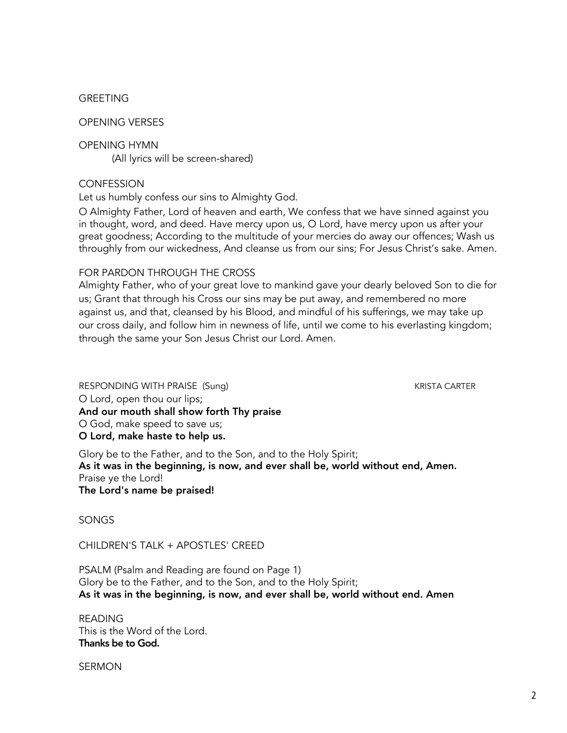GREETING

OPENING VERSES

OPENING HYMN

(All lyrics will be screen-shared)

CONFESSION

Let us humbly confess our sins to Almighty God.

O Almighty Father, Lord of heaven and earth, We confess that we have sinned against you in thought, word, and deed. Have mercy upon us, O Lord, have mercy upon us after your great goodness; According to the multitude of your mercies do away our offences; Wash us throughly from our wickedness, And cleanse us from our sins; For Jesus Christ's sake. Amen.

FOR PARDON THROUGH THE CROSS

Almighty Father, who of your great love to mankind gave your dearly beloved Son to die for us; Grant that through his Cross our sins may be put away, and remembered no more against us, and that, cleansed by his Blood, and mindful of his sufferings, we may take up our cross daily, and follow him in newness of life, until we come to his everlasting kingdom; through the same your Son Jesus Christ our Lord. Amen.

RESPONDING WITH PRAISE (Sung) KRISTA CARTER

O Lord, open thou our lips;
**And our mouth shall show forth Thy praise**
O God, make speed to save us;
**O Lord, make haste to help us.**

Glory be to the Father, and to the Son, and to the Holy Spirit;
**As it was in the beginning, is now, and ever shall be, world without end, Amen.**
Praise ye the Lord!
**The Lord's name be praised!**

SONGS

CHILDREN'S TALK + APOSTLES' CREED

PSALM (Psalm and Reading are found on Page 1)
Glory be to the Father, and to the Son, and to the Holy Spirit;
**As it was in the beginning, is now, and ever shall be, world without end. Amen**

READING
This is the Word of the Lord.
**Thanks be to God.**

SERMON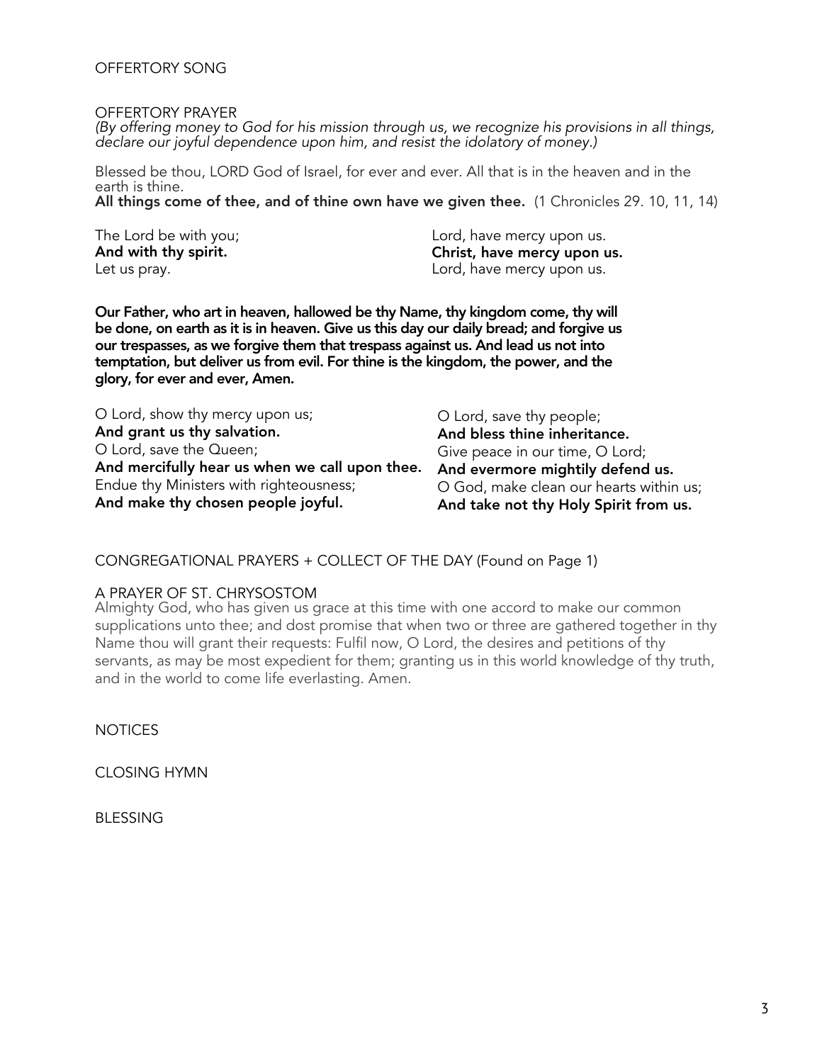OFFERTORY SONG

OFFERTORY PRAYER

*(By offering money to God for his mission through us, we recognize his provisions in all things, declare our joyful dependence upon him, and resist the idolatory of money.)*

Blessed be thou, LORD God of Israel, for ever and ever. All that is in the heaven and in the earth is thine.
**All things come of thee, and of thine own have we given thee.** (1 Chronicles 29. 10, 11, 14)

The Lord be with you;
**And with thy spirit.**
Let us pray.

Lord, have mercy upon us.
**Christ, have mercy upon us.**
Lord, have mercy upon us.

**Our Father, who art in heaven, hallowed be thy Name, thy kingdom come, thy will be done, on earth as it is in heaven. Give us this day our daily bread; and forgive us our trespasses, as we forgive them that trespass against us. And lead us not into temptation, but deliver us from evil. For thine is the kingdom, the power, and the glory, for ever and ever, Amen.**

O Lord, show thy mercy upon us;
**And grant us thy salvation.**
O Lord, save the Queen;
**And mercifully hear us when we call upon thee.**
Endue thy Ministers with righteousness;
**And make thy chosen people joyful.**

O Lord, save thy people;
**And bless thine inheritance.**
Give peace in our time, O Lord;
**And evermore mightily defend us.**
O God, make clean our hearts within us;
**And take not thy Holy Spirit from us.**

CONGREGATIONAL PRAYERS + COLLECT OF THE DAY (Found on Page 1)

A PRAYER OF ST. CHRYSOSTOM

Almighty God, who has given us grace at this time with one accord to make our common supplications unto thee; and dost promise that when two or three are gathered together in thy Name thou will grant their requests: Fulfil now, O Lord, the desires and petitions of thy servants, as may be most expedient for them; granting us in this world knowledge of thy truth, and in the world to come life everlasting. Amen.

NOTICES

CLOSING HYMN

BLESSING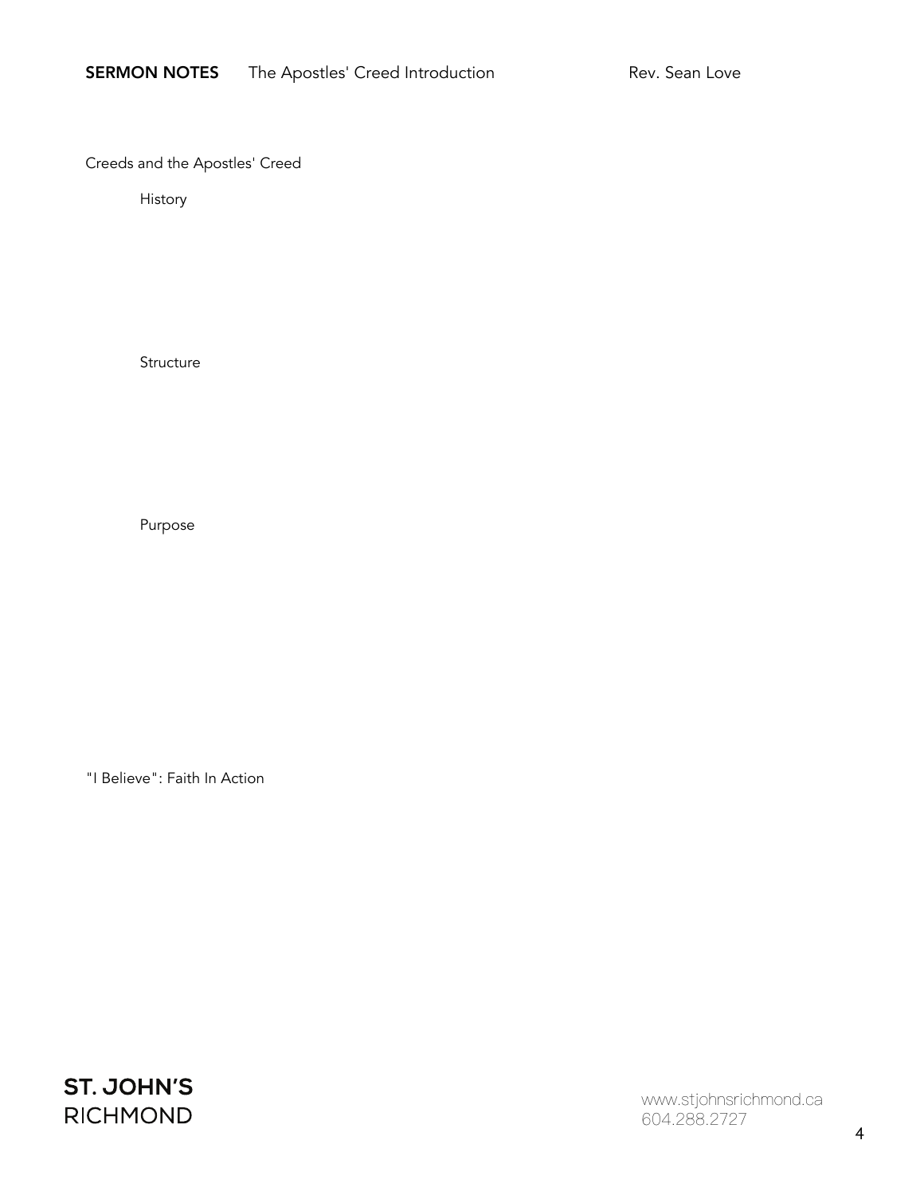**SERMON NOTES** The Apostles' Creed Introduction Rev. Sean Love

## Creeds and the Apostles' Creed

### History

### Structure

### Purpose

## "I Believe": Faith In Action

**ST. JOHN'S**
RICHMOND

www.stjohnsrichmond.ca
604.288.2727